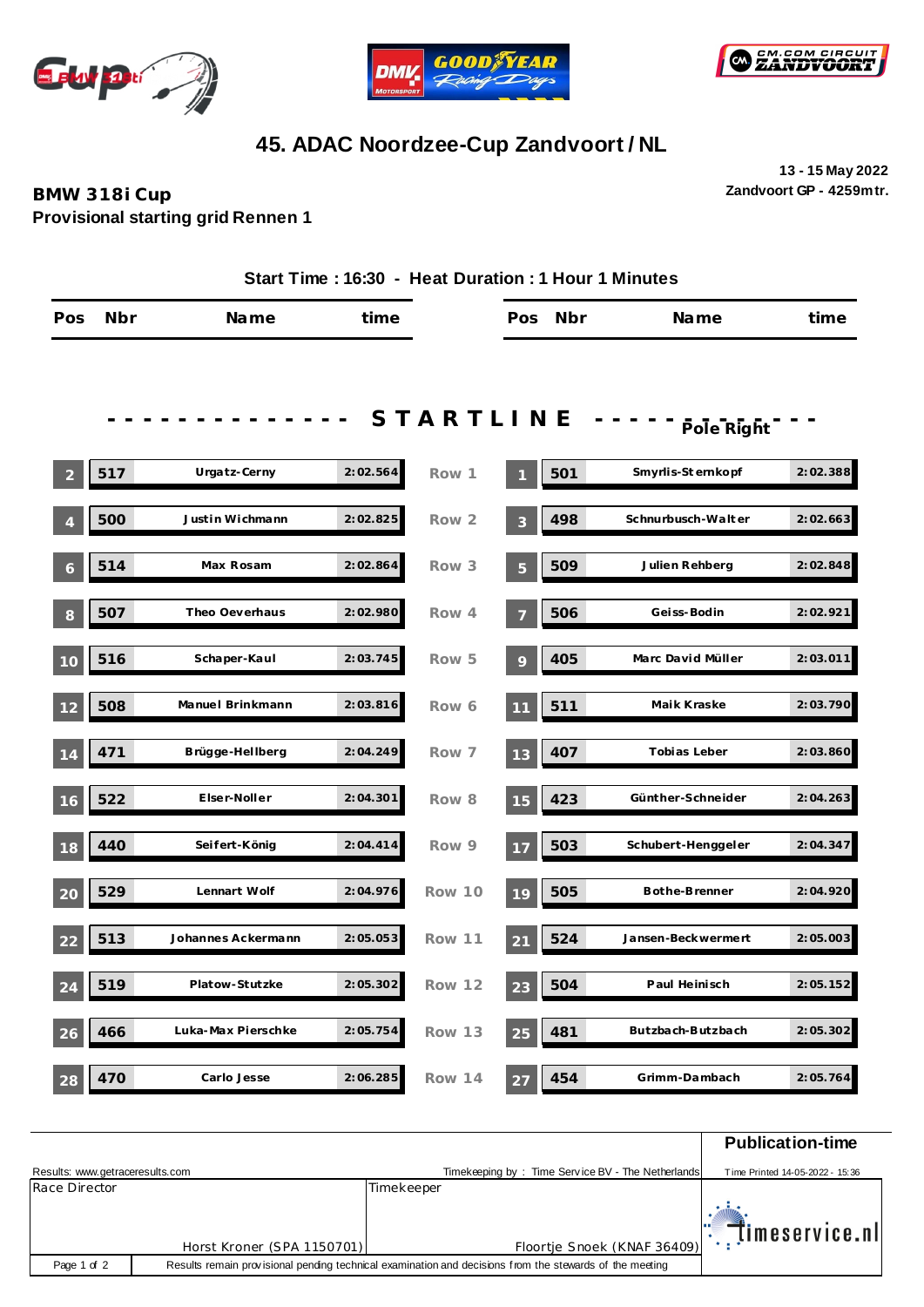# 45. ADAC Noordzee-Cup Zandvoort / NL

**BMW 318i Cup**
**Provisional starting grid Rennen 1**

13 - 15 May 2022
Zandvoort GP - 4259mtr.

**Start Time : 16:30 - Heat Duration : 1 Hour 1 Minutes**

- - - - - - - - - - - - - - **S T A R T L I N E** - - - - - - - - - - -

Pole Right

| Pos | Nbr | Name | time | Row | Pos | Nbr | Name | time |
|---|---|---|---|---|---|---|---|---|
| 2 | 517 | Urgatz-Cerny | 2:02.564 | Row 1 | 1 | 501 | Smyrlis-Sternkopf | 2:02.388 |
| 4 | 500 | Justin Wichmann | 2:02.825 | Row 2 | 3 | 498 | Schnurbusch-Walter | 2:02.663 |
| 6 | 514 | Max Rosam | 2:02.864 | Row 3 | 5 | 509 | Julien Rehberg | 2:02.848 |
| 8 | 507 | Theo Oeverhaus | 2:02.980 | Row 4 | 7 | 506 | Geiss-Bodin | 2:02.921 |
| 10 | 516 | Schaper-Kaul | 2:03.745 | Row 5 | 9 | 405 | Marc David Müller | 2:03.011 |
| 12 | 508 | Manuel Brinkmann | 2:03.816 | Row 6 | 11 | 511 | Maik Kraske | 2:03.790 |
| 14 | 471 | Brügge-Hellberg | 2:04.249 | Row 7 | 13 | 407 | Tobias Leber | 2:03.860 |
| 16 | 522 | Elser-Noller | 2:04.301 | Row 8 | 15 | 423 | Günther-Schneider | 2:04.263 |
| 18 | 440 | Seifert-König | 2:04.414 | Row 9 | 17 | 503 | Schubert-Henggeler | 2:04.347 |
| 20 | 529 | Lennart Wolf | 2:04.976 | Row 10 | 19 | 505 | Bothe-Brenner | 2:04.920 |
| 22 | 513 | Johannes Ackermann | 2:05.053 | Row 11 | 21 | 524 | Jansen-Beckwermert | 2:05.003 |
| 24 | 519 | Platow-Stutzke | 2:05.302 | Row 12 | 23 | 504 | Paul Heinisch | 2:05.152 |
| 26 | 466 | Luka-Max Pierschke | 2:05.754 | Row 13 | 25 | 481 | Butzbach-Butzbach | 2:05.302 |
| 28 | 470 | Carlo Jesse | 2:06.285 | Row 14 | 27 | 454 | Grimm-Dambach | 2:05.764 |

Results: www.getraceresults.com

Timekeeping by : Time Service BV - The Netherlands

**Publication-time**

Time Printed 14-05-2022 - 15:36

| Race Director | Timekeeper |
|---|---|
| Horst Kroner (SPA 1150701) | Floortje Snoek (KNAF 36409) |

Results remain provisional pending technical examination and decisions from the stewards of the meeting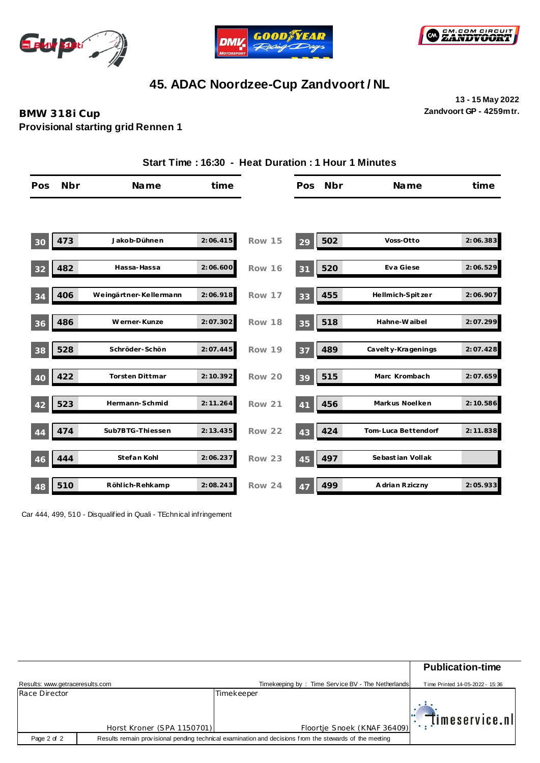# 45. ADAC Noordzee-Cup Zandvoort / NL

**BMW 318i Cup**
**Provisional starting grid Rennen 1**

**13 - 15 May 2022**
**Zandvoort GP - 4259mtr.**

**Start Time : 16:30 - Heat Duration : 1 Hour 1 Minutes**

| Pos | Nbr | Name | time | | Pos | Nbr | Name | time |
|---|---|---|---|---|---|---|---|---|
| 30 | 473 | Jakob-Dühnen | 2:06.415 | Row 15 | 29 | 502 | Voss-Otto | 2:06.383 |
| 32 | 482 | Hassa-Hassa | 2:06.600 | Row 16 | 31 | 520 | Eva Giese | 2:06.529 |
| 34 | 406 | Weingärtner-Kellermann | 2:06.918 | Row 17 | 33 | 455 | Hellmich-Spitzer | 2:06.907 |
| 36 | 486 | Werner-Kunze | 2:07.302 | Row 18 | 35 | 518 | Hahne-Waibel | 2:07.299 |
| 38 | 528 | Schröder-Schön | 2:07.445 | Row 19 | 37 | 489 | Cavelty-Kragenings | 2:07.428 |
| 40 | 422 | Torsten Dittmar | 2:10.392 | Row 20 | 39 | 515 | Marc Krombach | 2:07.659 |
| 42 | 523 | Hermann-Schmid | 2:11.264 | Row 21 | 41 | 456 | Markus Noelken | 2:10.586 |
| 44 | 474 | Sub7BTG-Thiessen | 2:13.435 | Row 22 | 43 | 424 | Tom-Luca Bettendorf | 2:11.838 |
| 46 | 444 | Stefan Kohl | 2:06.237 | Row 23 | 45 | 497 | Sebastian Vollak | |
| 48 | 510 | Röhlich-Rehkamp | 2:08.243 | Row 24 | 47 | 499 | Adrian Rziczny | 2:05.933 |

Car 444, 499, 510 - Disqualified in Quali - TEchnical infringement

Results: www.getraceresults.com

Timekeeping by : Time Service BV - The Netherlands

**Publication-time**

Time Printed 14-05-2022 - 15:36

| Race Director | Timekeeper |
|---|---|
| Horst Kroner (SPA 1150701) | Floortje Snoek (KNAF 36409) |

Results remain provisional pending technical examination and decisions from the stewards of the meeting